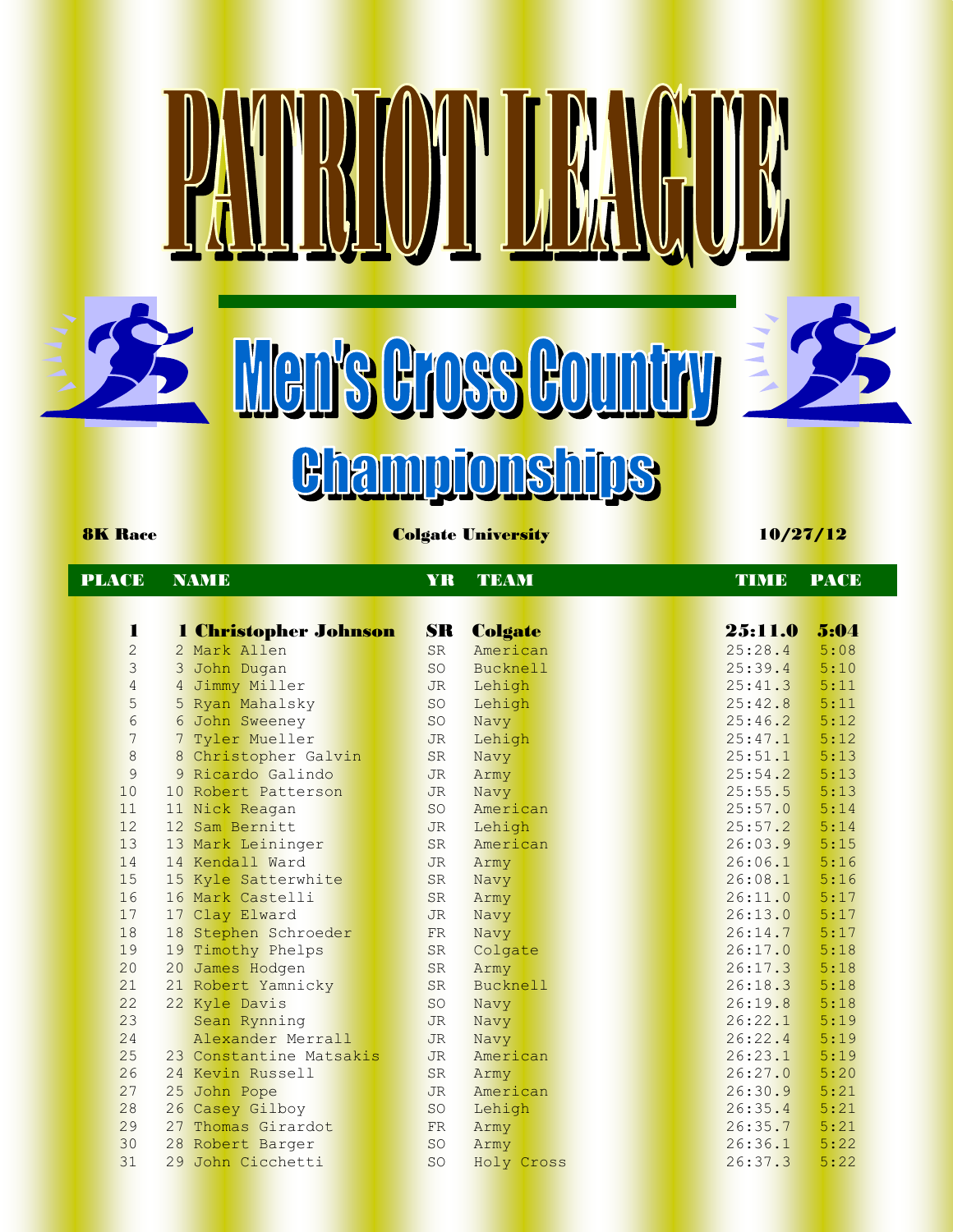# PATRIOT LEAGUE

## Men's Cross Country Championships

**8K Race** | **Colgate University** | **10/27/12**

| PLACE | NAME | YR | TEAM | TIME | PACE |
|---|---|---|---|---|---|
| **1** | **1 Christopher Johnson** | **SR** | **Colgate** | **25:11.0** | **5:04** |
| 2 | 2 Mark Allen | SR | American | 25:28.4 | 5:08 |
| 3 | 3 John Dugan | SO | Bucknell | 25:39.4 | 5:10 |
| 4 | 4 Jimmy Miller | JR | Lehigh | 25:41.3 | 5:11 |
| 5 | 5 Ryan Mahalsky | SO | Lehigh | 25:42.8 | 5:11 |
| 6 | 6 John Sweeney | SO | Navy | 25:46.2 | 5:12 |
| 7 | 7 Tyler Mueller | JR | Lehigh | 25:47.1 | 5:12 |
| 8 | 8 Christopher Galvin | SR | Navy | 25:51.1 | 5:13 |
| 9 | 9 Ricardo Galindo | JR | Army | 25:54.2 | 5:13 |
| 10 | 10 Robert Patterson | JR | Navy | 25:55.5 | 5:13 |
| 11 | 11 Nick Reagan | SO | American | 25:57.0 | 5:14 |
| 12 | 12 Sam Bernitt | JR | Lehigh | 25:57.2 | 5:14 |
| 13 | 13 Mark Leininger | SR | American | 26:03.9 | 5:15 |
| 14 | 14 Kendall Ward | JR | Army | 26:06.1 | 5:16 |
| 15 | 15 Kyle Satterwhite | SR | Navy | 26:08.1 | 5:16 |
| 16 | 16 Mark Castelli | SR | Army | 26:11.0 | 5:17 |
| 17 | 17 Clay Elward | JR | Navy | 26:13.0 | 5:17 |
| 18 | 18 Stephen Schroeder | FR | Navy | 26:14.7 | 5:17 |
| 19 | 19 Timothy Phelps | SR | Colgate | 26:17.0 | 5:18 |
| 20 | 20 James Hodgen | SR | Army | 26:17.3 | 5:18 |
| 21 | 21 Robert Yamnicky | SR | Bucknell | 26:18.3 | 5:18 |
| 22 | 22 Kyle Davis | SO | Navy | 26:19.8 | 5:18 |
| 23 | Sean Rynning | JR | Navy | 26:22.1 | 5:19 |
| 24 | Alexander Merrall | JR | Navy | 26:22.4 | 5:19 |
| 25 | 23 Constantine Matsakis | JR | American | 26:23.1 | 5:19 |
| 26 | 24 Kevin Russell | SR | Army | 26:27.0 | 5:20 |
| 27 | 25 John Pope | JR | American | 26:30.9 | 5:21 |
| 28 | 26 Casey Gilboy | SO | Lehigh | 26:35.4 | 5:21 |
| 29 | 27 Thomas Girardot | FR | Army | 26:35.7 | 5:21 |
| 30 | 28 Robert Barger | SO | Army | 26:36.1 | 5:22 |
| 31 | 29 John Cicchetti | SO | Holy Cross | 26:37.3 | 5:22 |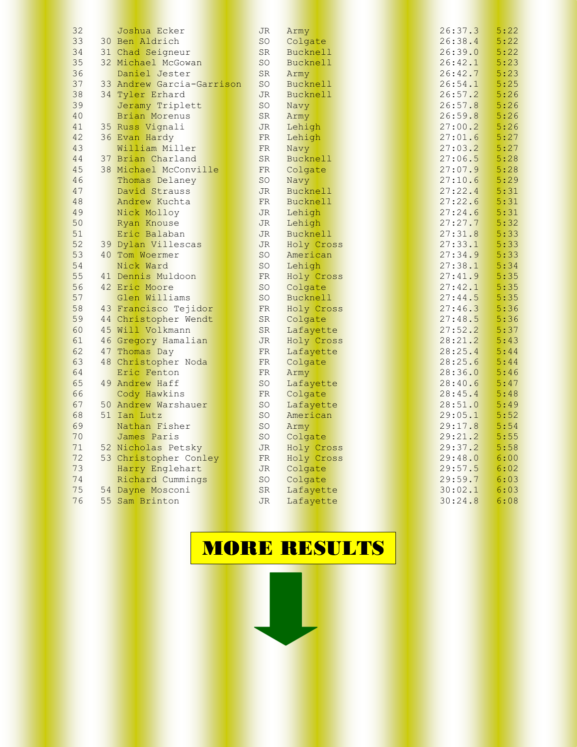| | | | | | | |
|---|---|---|---|---|---|---|
| 32 | | Joshua Ecker | JR | Army | 26:37.3 | 5:22 |
| 33 | 30 | Ben Aldrich | SO | Colgate | 26:38.4 | 5:22 |
| 34 | 31 | Chad Seigneur | SR | Bucknell | 26:39.0 | 5:22 |
| 35 | 32 | Michael McGowan | SO | Bucknell | 26:42.1 | 5:23 |
| 36 | | Daniel Jester | SR | Army | 26:42.7 | 5:23 |
| 37 | 33 | Andrew Garcia-Garrison | SO | Bucknell | 26:54.1 | 5:25 |
| 38 | 34 | Tyler Erhard | JR | Bucknell | 26:57.2 | 5:26 |
| 39 | | Jeramy Triplett | SO | Navy | 26:57.8 | 5:26 |
| 40 | | Brian Morenus | SR | Army | 26:59.8 | 5:26 |
| 41 | 35 | Russ Vignali | JR | Lehigh | 27:00.2 | 5:26 |
| 42 | 36 | Evan Hardy | FR | Lehigh | 27:01.6 | 5:27 |
| 43 | | William Miller | FR | Navy | 27:03.2 | 5:27 |
| 44 | 37 | Brian Charland | SR | Bucknell | 27:06.5 | 5:28 |
| 45 | 38 | Michael McConville | FR | Colgate | 27:07.9 | 5:28 |
| 46 | | Thomas Delaney | SO | Navy | 27:10.6 | 5:29 |
| 47 | | David Strauss | JR | Bucknell | 27:22.4 | 5:31 |
| 48 | | Andrew Kuchta | FR | Bucknell | 27:22.6 | 5:31 |
| 49 | | Nick Molloy | JR | Lehigh | 27:24.6 | 5:31 |
| 50 | | Ryan Knouse | JR | Lehigh | 27:27.7 | 5:32 |
| 51 | | Eric Balaban | JR | Bucknell | 27:31.8 | 5:33 |
| 52 | 39 | Dylan Villescas | JR | Holy Cross | 27:33.1 | 5:33 |
| 53 | 40 | Tom Woermer | SO | American | 27:34.9 | 5:33 |
| 54 | | Nick Ward | SO | Lehigh | 27:38.1 | 5:34 |
| 55 | 41 | Dennis Muldoon | FR | Holy Cross | 27:41.9 | 5:35 |
| 56 | 42 | Eric Moore | SO | Colgate | 27:42.1 | 5:35 |
| 57 | | Glen Williams | SO | Bucknell | 27:44.5 | 5:35 |
| 58 | 43 | Francisco Tejidor | FR | Holy Cross | 27:46.3 | 5:36 |
| 59 | 44 | Christopher Wendt | SR | Colgate | 27:48.5 | 5:36 |
| 60 | 45 | Will Volkmann | SR | Lafayette | 27:52.2 | 5:37 |
| 61 | 46 | Gregory Hamalian | JR | Holy Cross | 28:21.2 | 5:43 |
| 62 | 47 | Thomas Day | FR | Lafayette | 28:25.4 | 5:44 |
| 63 | 48 | Christopher Noda | FR | Colgate | 28:25.6 | 5:44 |
| 64 | | Eric Fenton | FR | Army | 28:36.0 | 5:46 |
| 65 | 49 | Andrew Haff | SO | Lafayette | 28:40.6 | 5:47 |
| 66 | | Cody Hawkins | FR | Colgate | 28:45.4 | 5:48 |
| 67 | 50 | Andrew Warshauer | SO | Lafayette | 28:51.0 | 5:49 |
| 68 | 51 | Ian Lutz | SO | American | 29:05.1 | 5:52 |
| 69 | | Nathan Fisher | SO | Army | 29:17.8 | 5:54 |
| 70 | | James Paris | SO | Colgate | 29:21.2 | 5:55 |
| 71 | 52 | Nicholas Petsky | JR | Holy Cross | 29:37.2 | 5:58 |
| 72 | 53 | Christopher Conley | FR | Holy Cross | 29:48.0 | 6:00 |
| 73 | | Harry Englehart | JR | Colgate | 29:57.5 | 6:02 |
| 74 | | Richard Cummings | SO | Colgate | 29:59.7 | 6:03 |
| 75 | 54 | Dayne Mosconi | SR | Lafayette | 30:02.1 | 6:03 |
| 76 | 55 | Sam Brinton | JR | Lafayette | 30:24.8 | 6:08 |

**MORE RESULTS**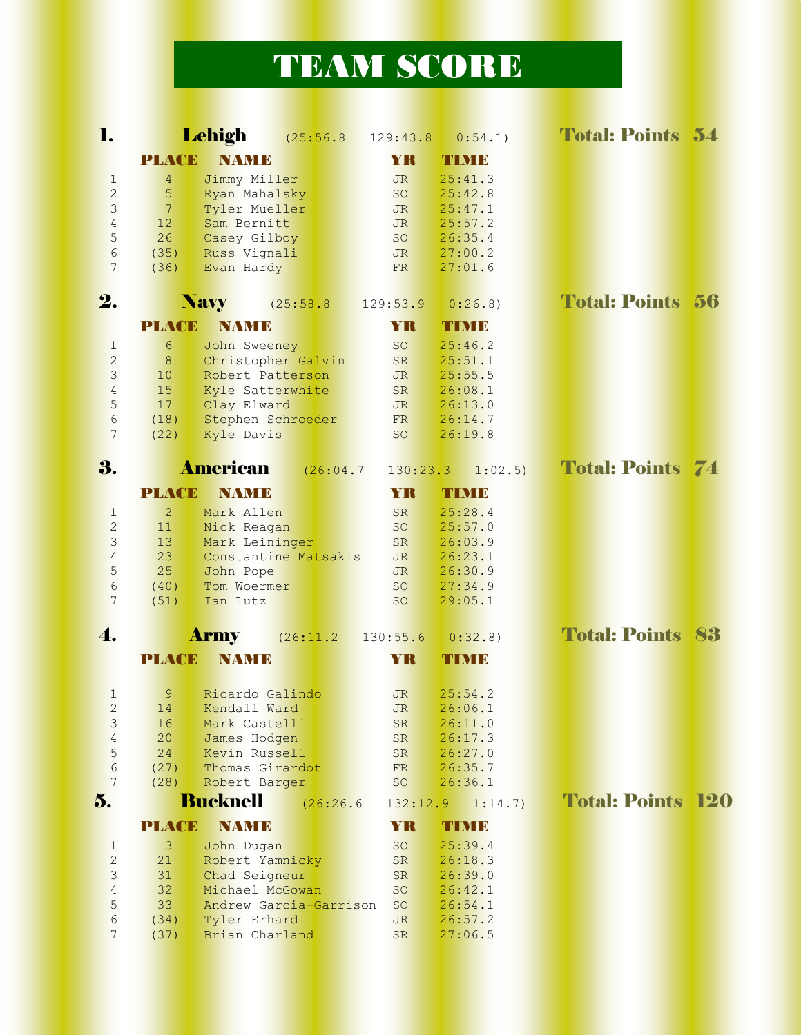# TEAM SCORE

## 1. Lehigh (25:56.8 129:43.8 0:54.1) Total: Points 54

| | PLACE | NAME | YR | TIME |
|---|---|---|---|---|
| 1 | 4 | Jimmy Miller | JR | 25:41.3 |
| 2 | 5 | Ryan Mahalsky | SO | 25:42.8 |
| 3 | 7 | Tyler Mueller | JR | 25:47.1 |
| 4 | 12 | Sam Bernitt | JR | 25:57.2 |
| 5 | 26 | Casey Gilboy | SO | 26:35.4 |
| 6 | (35) | Russ Vignali | JR | 27:00.2 |
| 7 | (36) | Evan Hardy | FR | 27:01.6 |

## 2. Navy (25:58.8 129:53.9 0:26.8) Total: Points 56

| | PLACE | NAME | YR | TIME |
|---|---|---|---|---|
| 1 | 6 | John Sweeney | SO | 25:46.2 |
| 2 | 8 | Christopher Galvin | SR | 25:51.1 |
| 3 | 10 | Robert Patterson | JR | 25:55.5 |
| 4 | 15 | Kyle Satterwhite | SR | 26:08.1 |
| 5 | 17 | Clay Elward | JR | 26:13.0 |
| 6 | (18) | Stephen Schroeder | FR | 26:14.7 |
| 7 | (22) | Kyle Davis | SO | 26:19.8 |

## 3. American (26:04.7 130:23.3 1:02.5) Total: Points 74

| | PLACE | NAME | YR | TIME |
|---|---|---|---|---|
| 1 | 2 | Mark Allen | SR | 25:28.4 |
| 2 | 11 | Nick Reagan | SO | 25:57.0 |
| 3 | 13 | Mark Leininger | SR | 26:03.9 |
| 4 | 23 | Constantine Matsakis | JR | 26:23.1 |
| 5 | 25 | John Pope | JR | 26:30.9 |
| 6 | (40) | Tom Woermer | SO | 27:34.9 |
| 7 | (51) | Ian Lutz | SO | 29:05.1 |

## 4. Army (26:11.2 130:55.6 0:32.8) Total: Points 83

| | PLACE | NAME | YR | TIME |
|---|---|---|---|---|
| 1 | 9 | Ricardo Galindo | JR | 25:54.2 |
| 2 | 14 | Kendall Ward | JR | 26:06.1 |
| 3 | 16 | Mark Castelli | SR | 26:11.0 |
| 4 | 20 | James Hodgen | SR | 26:17.3 |
| 5 | 24 | Kevin Russell | SR | 26:27.0 |
| 6 | (27) | Thomas Girardot | FR | 26:35.7 |
| 7 | (28) | Robert Barger | SO | 26:36.1 |

## 5. Bucknell (26:26.6 132:12.9 1:14.7) Total: Points 120

| | PLACE | NAME | YR | TIME |
|---|---|---|---|---|
| 1 | 3 | John Dugan | SO | 25:39.4 |
| 2 | 21 | Robert Yamnicky | SR | 26:18.3 |
| 3 | 31 | Chad Seigneur | SR | 26:39.0 |
| 4 | 32 | Michael McGowan | SO | 26:42.1 |
| 5 | 33 | Andrew Garcia-Garrison | SO | 26:54.1 |
| 6 | (34) | Tyler Erhard | JR | 26:57.2 |
| 7 | (37) | Brian Charland | SR | 27:06.5 |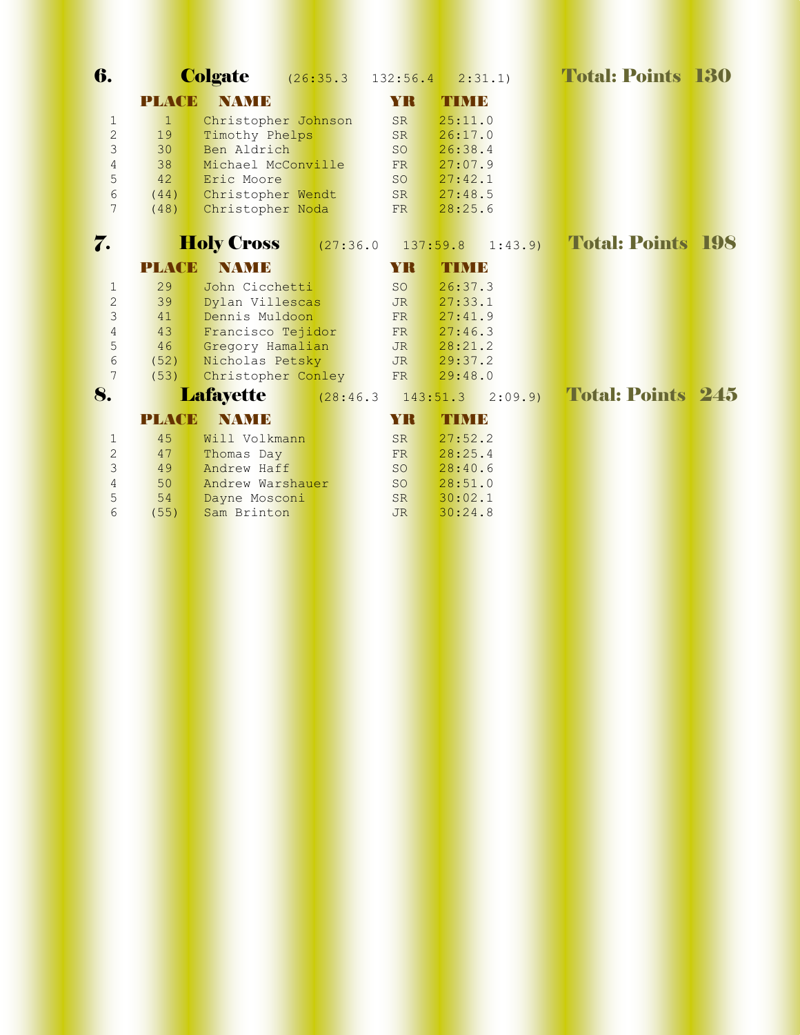## 6. Colgate (26:35.3 132:56.4 2:31.1) Total: Points 130

| | PLACE | NAME | YR | TIME |
|---|---|---|---|---|
| 1 | 1 | Christopher Johnson | SR | 25:11.0 |
| 2 | 19 | Timothy Phelps | SR | 26:17.0 |
| 3 | 30 | Ben Aldrich | SO | 26:38.4 |
| 4 | 38 | Michael McConville | FR | 27:07.9 |
| 5 | 42 | Eric Moore | SO | 27:42.1 |
| 6 | (44) | Christopher Wendt | SR | 27:48.5 |
| 7 | (48) | Christopher Noda | FR | 28:25.6 |

## 7. Holy Cross (27:36.0 137:59.8 1:43.9) Total: Points 198

| | PLACE | NAME | YR | TIME |
|---|---|---|---|---|
| 1 | 29 | John Cicchetti | SO | 26:37.3 |
| 2 | 39 | Dylan Villescas | JR | 27:33.1 |
| 3 | 41 | Dennis Muldoon | FR | 27:41.9 |
| 4 | 43 | Francisco Tejidor | FR | 27:46.3 |
| 5 | 46 | Gregory Hamalian | JR | 28:21.2 |
| 6 | (52) | Nicholas Petsky | JR | 29:37.2 |
| 7 | (53) | Christopher Conley | FR | 29:48.0 |

## 8. Lafayette (28:46.3 143:51.3 2:09.9) Total: Points 245

| | PLACE | NAME | YR | TIME |
|---|---|---|---|---|
| 1 | 45 | Will Volkmann | SR | 27:52.2 |
| 2 | 47 | Thomas Day | FR | 28:25.4 |
| 3 | 49 | Andrew Haff | SO | 28:40.6 |
| 4 | 50 | Andrew Warshauer | SO | 28:51.0 |
| 5 | 54 | Dayne Mosconi | SR | 30:02.1 |
| 6 | (55) | Sam Brinton | JR | 30:24.8 |